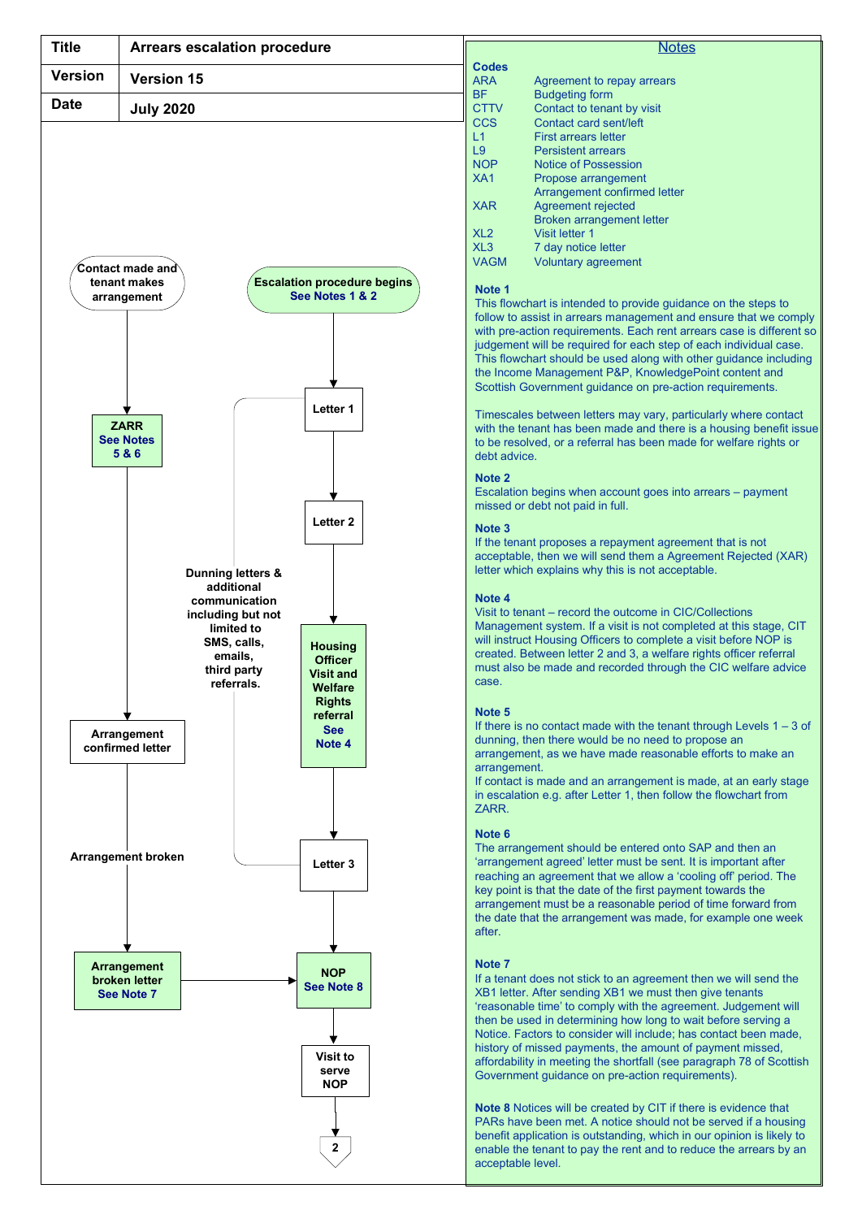| Title | Arrears escalation procedure |
| --- | --- |
| Version | Version 15 |
| Date | July 2020 |

Contact made and tenant makes arrangement

ZARR
See Notes 5 & 6

Arrangement confirmed letter

Arrangement broken

Arrangement broken letter
See Note 7

Escalation procedure begins
See Notes 1 & 2

Letter 1

Letter 2

Dunning letters & additional communication including but not limited to SMS, calls, emails, third party referrals.

Housing Officer Visit and Welfare Rights referral
See Note 4

Letter 3

NOP
See Note 8

Visit to serve NOP

2

## Notes

**Codes**

| Code | Meaning |
| --- | --- |
| ARA | Agreement to repay arrears |
| BF | Budgeting form |
| CTTV | Contact to tenant by visit |
| CCS | Contact card sent/left |
| L1 | First arrears letter |
| L9 | Persistent arrears |
| NOP | Notice of Possession |
| XA1 | Propose arrangement<br>Arrangement confirmed letter |
| XAR | Agreement rejected<br>Broken arrangement letter |
| XL2 | Visit letter 1 |
| XL3 | 7 day notice letter |
| VAGM | Voluntary agreement |

**Note 1**
This flowchart is intended to provide guidance on the steps to follow to assist in arrears management and ensure that we comply with pre-action requirements. Each rent arrears case is different so judgement will be required for each step of each individual case. This flowchart should be used along with other guidance including the Income Management P&P, KnowledgePoint content and Scottish Government guidance on pre-action requirements.

Timescales between letters may vary, particularly where contact with the tenant has been made and there is a housing benefit issue to be resolved, or a referral has been made for welfare rights or debt advice.

**Note 2**
Escalation begins when account goes into arrears – payment missed or debt not paid in full.

**Note 3**
If the tenant proposes a repayment agreement that is not acceptable, then we will send them a Agreement Rejected (XAR) letter which explains why this is not acceptable.

**Note 4**
Visit to tenant – record the outcome in CIC/Collections Management system. If a visit is not completed at this stage, CIT will instruct Housing Officers to complete a visit before NOP is created. Between letter 2 and 3, a welfare rights officer referral must also be made and recorded through the CIC welfare advice case.

**Note 5**
If there is no contact made with the tenant through Levels 1 – 3 of dunning, then there would be no need to propose an arrangement, as we have made reasonable efforts to make an arrangement.
If contact is made and an arrangement is made, at an early stage in escalation e.g. after Letter 1, then follow the flowchart from ZARR.

**Note 6**
The arrangement should be entered onto SAP and then an 'arrangement agreed' letter must be sent. It is important after reaching an agreement that we allow a 'cooling off' period. The key point is that the date of the first payment towards the arrangement must be a reasonable period of time forward from the date that the arrangement was made, for example one week after.

**Note 7**
If a tenant does not stick to an agreement then we will send the XB1 letter. After sending XB1 we must then give tenants 'reasonable time' to comply with the agreement. Judgement will then be used in determining how long to wait before serving a Notice. Factors to consider will include; has contact been made, history of missed payments, the amount of payment missed, affordability in meeting the shortfall (see paragraph 78 of Scottish Government guidance on pre-action requirements).

**Note 8** Notices will be created by CIT if there is evidence that PARs have been met. A notice should not be served if a housing benefit application is outstanding, which in our opinion is likely to enable the tenant to pay the rent and to reduce the arrears by an acceptable level.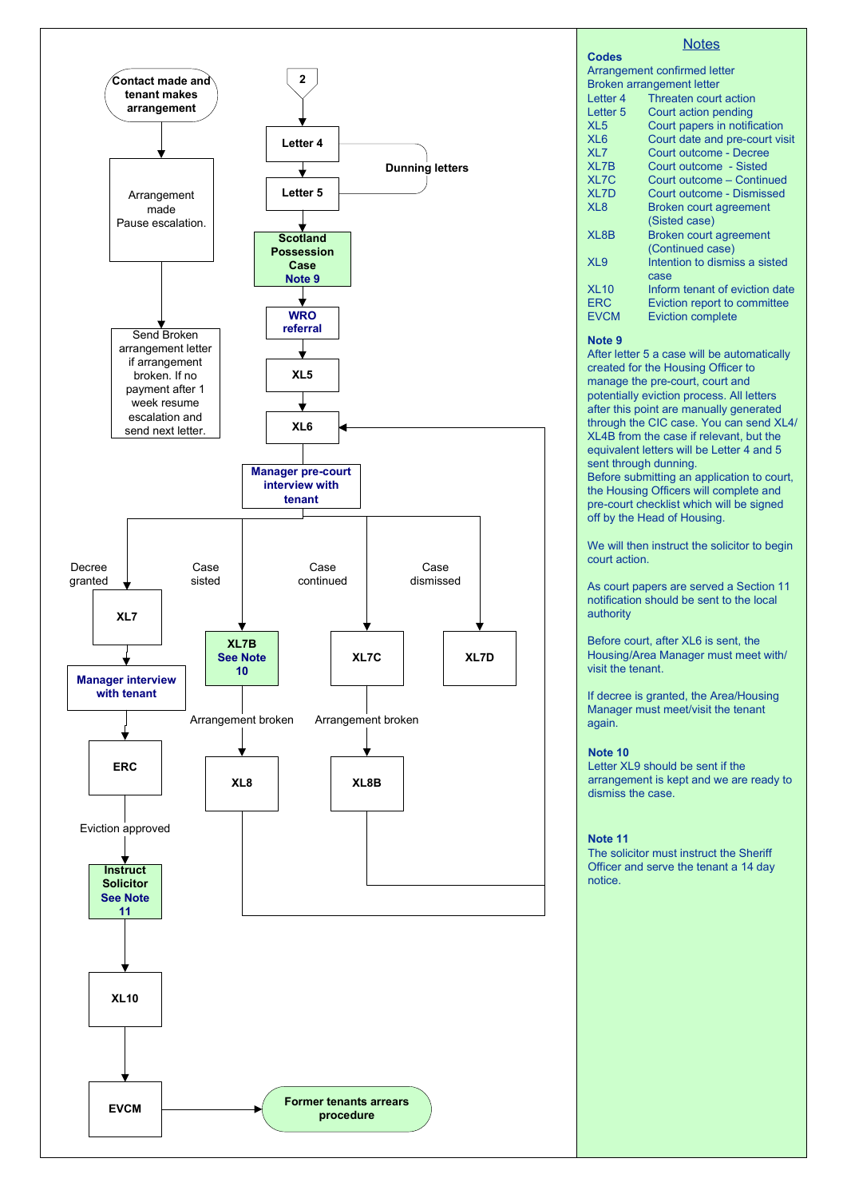Contact made and tenant makes arrangement

Arrangement made
Pause escalation.

Send Broken arrangement letter if arrangement broken. If no payment after 1 week resume escalation and send next letter.

2

Letter 4

Letter 5

Dunning letters

Scotland Possession Case
Note 9

WRO referral

XL5

XL6

Manager pre-court interview with tenant

Decree granted

Case sisted

Case continued

Case dismissed

XL7

XL7B
See Note 10

XL7C

XL7D

Manager interview with tenant

Arrangement broken

Arrangement broken

ERC

XL8

XL8B

Eviction approved

Instruct Solicitor
See Note 11

XL10

EVCM

Former tenants arrears procedure

## Notes

**Codes**

Arrangement confirmed letter
Broken arrangement letter

| | |
|---|---|
| Letter 4 | Threaten court action |
| Letter 5 | Court action pending |
| XL5 | Court papers in notification |
| XL6 | Court date and pre-court visit |
| XL7 | Court outcome - Decree |
| XL7B | Court outcome - Sisted |
| XL7C | Court outcome – Continued |
| XL7D | Court outcome - Dismissed |
| XL8 | Broken court agreement (Sisted case) |
| XL8B | Broken court agreement (Continued case) |
| XL9 | Intention to dismiss a sisted case |
| XL10 | Inform tenant of eviction date |
| ERC | Eviction report to committee |
| EVCM | Eviction complete |

**Note 9**

After letter 5 a case will be automatically created for the Housing Officer to manage the pre-court, court and potentially eviction process. All letters after this point are manually generated through the CIC case. You can send XL4/ XL4B from the case if relevant, but the equivalent letters will be Letter 4 and 5 sent through dunning.
Before submitting an application to court, the Housing Officers will complete and pre-court checklist which will be signed off by the Head of Housing.

We will then instruct the solicitor to begin court action.

As court papers are served a Section 11 notification should be sent to the local authority

Before court, after XL6 is sent, the Housing/Area Manager must meet with/ visit the tenant.

If decree is granted, the Area/Housing Manager must meet/visit the tenant again.

**Note 10**

Letter XL9 should be sent if the arrangement is kept and we are ready to dismiss the case.

**Note 11**

The solicitor must instruct the Sheriff Officer and serve the tenant a 14 day notice.